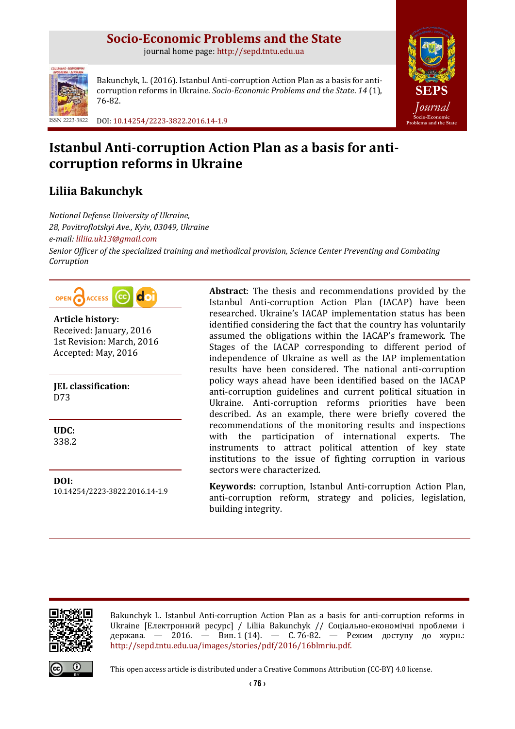# Socio-Economic Problems and the State

journal home page: http://sepd.tntu.edu.ua

ISSN 2223-3822

Bakunchyk, L. (2016). Istanbul Anti-corruption Action Plan as a basis for anti-corruption reforms in Ukraine. *Socio-Economic Problems and the State*. *14* (1), 76-82.

DOI: 10.14254/2223-3822.2016.14-1.9

SEPS Journal — Socio-Economic Problems and the State

# Istanbul Anti-corruption Action Plan as a basis for anti-corruption reforms in Ukraine

## Liliia Bakunchyk

*National Defense University of Ukraine,*
*28, Povitroflotskyi Ave., Kyiv, 03049, Ukraine*
*e-mail:* liliia.uk13@gmail.com
*Senior Officer of the specialized training and methodical provision, Science Center Preventing and Combating Corruption*

**Article history:**
Received: January, 2016
1st Revision: March, 2016
Accepted: May, 2016

**JEL classification:**
D73

**UDC:**
338.2

**DOI:**
10.14254/2223-3822.2016.14-1.9

**Abstract**: The thesis and recommendations provided by the Istanbul Anti-corruption Action Plan (IACAP) have been researched. Ukraine's IACAP implementation status has been identified considering the fact that the country has voluntarily assumed the obligations within the IACAP's framework. The Stages of the IACAP corresponding to different period of independence of Ukraine as well as the IAP implementation results have been considered. The national anti-corruption policy ways ahead have been identified based on the IACAP anti-corruption guidelines and current political situation in Ukraine. Anti-corruption reforms priorities have been described. As an example, there were briefly covered the recommendations of the monitoring results and inspections with the participation of international experts. The instruments to attract political attention of key state institutions to the issue of fighting corruption in various sectors were characterized.

**Keywords:** corruption, Istanbul Anti-corruption Action Plan, anti-corruption reform, strategy and policies, legislation, building integrity.

Bakunchyk L. Istanbul Anti-corruption Action Plan as a basis for anti-corruption reforms in Ukraine [Електронний ресурс] / Liliia Bakunchyk // Соціально-економічні проблеми і держава. — 2016. — Вип. 1 (14). — С. 76-82. — Режим доступу до журн.: http://sepd.tntu.edu.ua/images/stories/pdf/2016/16blmriu.pdf.

This open access article is distributed under a Creative Commons Attribution (CC-BY) 4.0 license.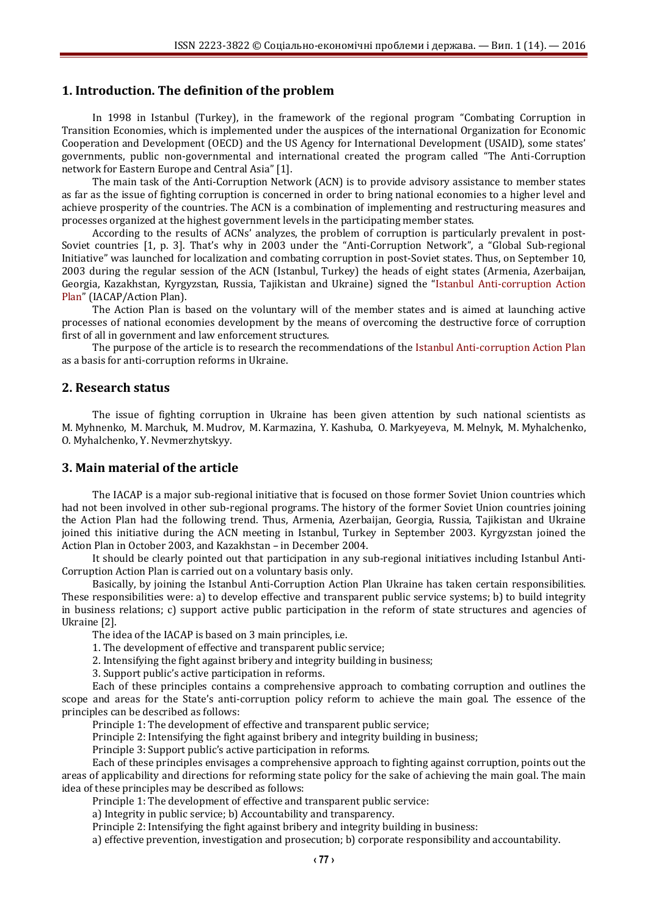## 1. Introduction. The definition of the problem

In 1998 in Istanbul (Turkey), in the framework of the regional program "Combating Corruption in Transition Economies, which is implemented under the auspices of the international Organization for Economic Cooperation and Development (OECD) and the US Agency for International Development (USAID), some states' governments, public non-governmental and international created the program called "The Anti-Corruption network for Eastern Europe and Central Asia" [1].

The main task of the Anti-Corruption Network (ACN) is to provide advisory assistance to member states as far as the issue of fighting corruption is concerned in order to bring national economies to a higher level and achieve prosperity of the countries. The ACN is a combination of implementing and restructuring measures and processes organized at the highest government levels in the participating member states.

According to the results of ACNs' analyzes, the problem of corruption is particularly prevalent in post-Soviet countries [1, p. 3]. That's why in 2003 under the "Anti-Corruption Network", a "Global Sub-regional Initiative" was launched for localization and combating corruption in post-Soviet states. Thus, on September 10, 2003 during the regular session of the ACN (Istanbul, Turkey) the heads of eight states (Armenia, Azerbaijan, Georgia, Kazakhstan, Kyrgyzstan, Russia, Tajikistan and Ukraine) signed the "Istanbul Anti-corruption Action Plan" (IACAP/Action Plan).

The Action Plan is based on the voluntary will of the member states and is aimed at launching active processes of national economies development by the means of overcoming the destructive force of corruption first of all in government and law enforcement structures.

The purpose of the article is to research the recommendations of the Istanbul Anti-corruption Action Plan as a basis for anti-corruption reforms in Ukraine.

## 2. Research status

The issue of fighting corruption in Ukraine has been given attention by such national scientists as M. Myhnenko, M. Marchuk, M. Mudrov, M. Karmazina, Y. Kashuba, O. Markyeyeva, M. Melnyk, M. Myhalchenko, O. Myhalchenko, Y. Nevmerzhytskyy.

## 3. Main material of the article

The IACAP is a major sub-regional initiative that is focused on those former Soviet Union countries which had not been involved in other sub-regional programs. The history of the former Soviet Union countries joining the Action Plan had the following trend. Thus, Armenia, Azerbaijan, Georgia, Russia, Tajikistan and Ukraine joined this initiative during the ACN meeting in Istanbul, Turkey in September 2003. Kyrgyzstan joined the Action Plan in October 2003, and Kazakhstan – in December 2004.

It should be clearly pointed out that participation in any sub-regional initiatives including Istanbul Anti-Corruption Action Plan is carried out on a voluntary basis only.

Basically, by joining the Istanbul Anti-Corruption Action Plan Ukraine has taken certain responsibilities. These responsibilities were: a) to develop effective and transparent public service systems; b) to build integrity in business relations; c) support active public participation in the reform of state structures and agencies of Ukraine [2].

The idea of the IACAP is based on 3 main principles, i.e.

1. The development of effective and transparent public service;
2. Intensifying the fight against bribery and integrity building in business;
3. Support public's active participation in reforms.

Each of these principles contains a comprehensive approach to combating corruption and outlines the scope and areas for the State's anti-corruption policy reform to achieve the main goal. The essence of the principles can be described as follows:

Principle 1: The development of effective and transparent public service;

Principle 2: Intensifying the fight against bribery and integrity building in business;

Principle 3: Support public's active participation in reforms.

Each of these principles envisages a comprehensive approach to fighting against corruption, points out the areas of applicability and directions for reforming state policy for the sake of achieving the main goal. The main idea of these principles may be described as follows:

Principle 1: The development of effective and transparent public service:

a) Integrity in public service; b) Accountability and transparency.

Principle 2: Intensifying the fight against bribery and integrity building in business:

a) effective prevention, investigation and prosecution; b) corporate responsibility and accountability.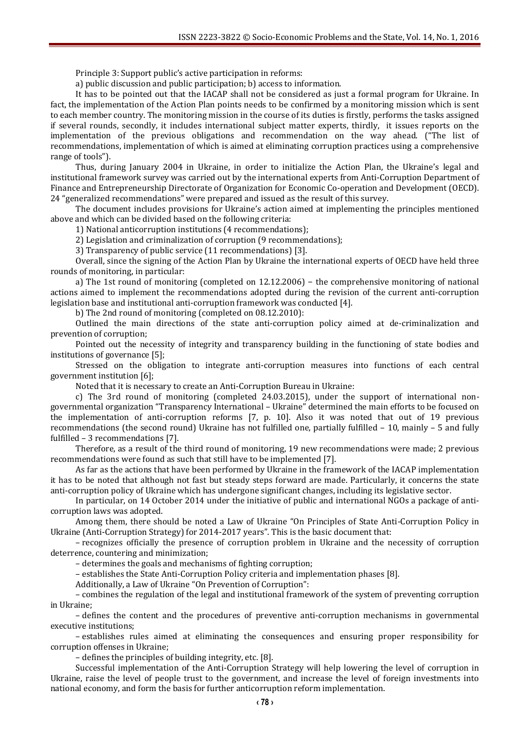Principle 3: Support public's active participation in reforms:

a) public discussion and public participation; b) access to information.

It has to be pointed out that the IACAP shall not be considered as just a formal program for Ukraine. In fact, the implementation of the Action Plan points needs to be confirmed by a monitoring mission which is sent to each member country. The monitoring mission in the course of its duties is firstly, performs the tasks assigned if several rounds, secondly, it includes international subject matter experts, thirdly, it issues reports on the implementation of the previous obligations and recommendation on the way ahead. ("The list of recommendations, implementation of which is aimed at eliminating corruption practices using a comprehensive range of tools").

Thus, during January 2004 in Ukraine, in order to initialize the Action Plan, the Ukraine's legal and institutional framework survey was carried out by the international experts from Anti-Corruption Department of Finance and Entrepreneurship Directorate of Organization for Economic Co-operation and Development (OECD). 24 "generalized recommendations" were prepared and issued as the result of this survey.

The document includes provisions for Ukraine's action aimed at implementing the principles mentioned above and which can be divided based on the following criteria:

1) National anticorruption institutions (4 recommendations);

2) Legislation and criminalization of corruption (9 recommendations);

3) Transparency of public service (11 recommendations) [3].

Overall, since the signing of the Action Plan by Ukraine the international experts of OECD have held three rounds of monitoring, in particular:

a) The 1st round of monitoring (completed on 12.12.2006) – the comprehensive monitoring of national actions aimed to implement the recommendations adopted during the revision of the current anti-corruption legislation base and institutional anti-corruption framework was conducted [4].

b) The 2nd round of monitoring (completed on 08.12.2010):

Outlined the main directions of the state anti-corruption policy aimed at de-criminalization and prevention of corruption;

Pointed out the necessity of integrity and transparency building in the functioning of state bodies and institutions of governance [5];

Stressed on the obligation to integrate anti-corruption measures into functions of each central government institution [6];

Noted that it is necessary to create an Anti-Corruption Bureau in Ukraine:

c) The 3rd round of monitoring (completed 24.03.2015), under the support of international non-governmental organization "Transparency International – Ukraine" determined the main efforts to be focused on the implementation of anti-corruption reforms [7, p. 10]. Also it was noted that out of 19 previous recommendations (the second round) Ukraine has not fulfilled one, partially fulfilled – 10, mainly – 5 and fully fulfilled – 3 recommendations [7].

Therefore, as a result of the third round of monitoring, 19 new recommendations were made; 2 previous recommendations were found as such that still have to be implemented [7].

As far as the actions that have been performed by Ukraine in the framework of the IACAP implementation it has to be noted that although not fast but steady steps forward are made. Particularly, it concerns the state anti-corruption policy of Ukraine which has undergone significant changes, including its legislative sector.

In particular, on 14 October 2014 under the initiative of public and international NGOs a package of anti-corruption laws was adopted.

Among them, there should be noted a Law of Ukraine "On Principles of State Anti-Corruption Policy in Ukraine (Anti-Corruption Strategy) for 2014-2017 years". This is the basic document that:

– recognizes officially the presence of corruption problem in Ukraine and the necessity of corruption deterrence, countering and minimization;

– determines the goals and mechanisms of fighting corruption;

– establishes the State Anti-Corruption Policy criteria and implementation phases [8].

Additionally, a Law of Ukraine "On Prevention of Corruption":

– combines the regulation of the legal and institutional framework of the system of preventing corruption in Ukraine;

– defines the content and the procedures of preventive anti-corruption mechanisms in governmental executive institutions;

– establishes rules aimed at eliminating the consequences and ensuring proper responsibility for corruption offenses in Ukraine;

– defines the principles of building integrity, etc. [8].

Successful implementation of the Anti-Corruption Strategy will help lowering the level of corruption in Ukraine, raise the level of people trust to the government, and increase the level of foreign investments into national economy, and form the basis for further anticorruption reform implementation.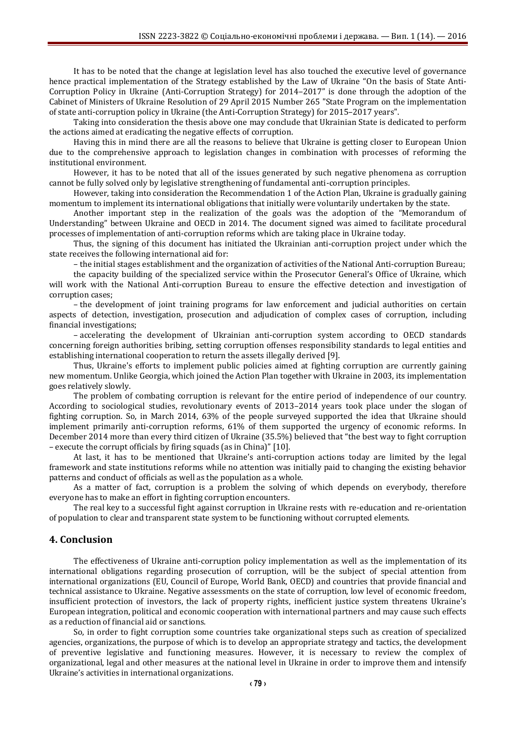It has to be noted that the change at legislation level has also touched the executive level of governance hence practical implementation of the Strategy established by the Law of Ukraine "On the basis of State Anti-Corruption Policy in Ukraine (Anti-Corruption Strategy) for 2014–2017" is done through the adoption of the Cabinet of Ministers of Ukraine Resolution of 29 April 2015 Number 265 "State Program on the implementation of state anti-corruption policy in Ukraine (the Anti-Corruption Strategy) for 2015–2017 years".

Taking into consideration the thesis above one may conclude that Ukrainian State is dedicated to perform the actions aimed at eradicating the negative effects of corruption.

Having this in mind there are all the reasons to believe that Ukraine is getting closer to European Union due to the comprehensive approach to legislation changes in combination with processes of reforming the institutional environment.

However, it has to be noted that all of the issues generated by such negative phenomena as corruption cannot be fully solved only by legislative strengthening of fundamental anti-corruption principles.

However, taking into consideration the Recommendation 1 of the Action Plan, Ukraine is gradually gaining momentum to implement its international obligations that initially were voluntarily undertaken by the state.

Another important step in the realization of the goals was the adoption of the "Memorandum of Understanding" between Ukraine and OECD in 2014. The document signed was aimed to facilitate procedural processes of implementation of anti-corruption reforms which are taking place in Ukraine today.

Thus, the signing of this document has initiated the Ukrainian anti-corruption project under which the state receives the following international aid for:

– the initial stages establishment and the organization of activities of the National Anti-corruption Bureau;

the capacity building of the specialized service within the Prosecutor General's Office of Ukraine, which will work with the National Anti-corruption Bureau to ensure the effective detection and investigation of corruption cases;

– the development of joint training programs for law enforcement and judicial authorities on certain aspects of detection, investigation, prosecution and adjudication of complex cases of corruption, including financial investigations;

– accelerating the development of Ukrainian anti-corruption system according to OECD standards concerning foreign authorities bribing, setting corruption offenses responsibility standards to legal entities and establishing international cooperation to return the assets illegally derived [9].

Thus, Ukraine's efforts to implement public policies aimed at fighting corruption are currently gaining new momentum. Unlike Georgia, which joined the Action Plan together with Ukraine in 2003, its implementation goes relatively slowly.

The problem of combating corruption is relevant for the entire period of independence of our country. According to sociological studies, revolutionary events of 2013–2014 years took place under the slogan of fighting corruption. So, in March 2014, 63% of the people surveyed supported the idea that Ukraine should implement primarily anti-corruption reforms, 61% of them supported the urgency of economic reforms. In December 2014 more than every third citizen of Ukraine (35.5%) believed that "the best way to fight corruption – execute the corrupt officials by firing squads (as in China)" [10].

At last, it has to be mentioned that Ukraine's anti-corruption actions today are limited by the legal framework and state institutions reforms while no attention was initially paid to changing the existing behavior patterns and conduct of officials as well as the population as a whole.

As a matter of fact, corruption is a problem the solving of which depends on everybody, therefore everyone has to make an effort in fighting corruption encounters.

The real key to a successful fight against corruption in Ukraine rests with re-education and re-orientation of population to clear and transparent state system to be functioning without corrupted elements.

## 4. Conclusion

The effectiveness of Ukraine anti-corruption policy implementation as well as the implementation of its international obligations regarding prosecution of corruption, will be the subject of special attention from international organizations (EU, Council of Europe, World Bank, OECD) and countries that provide financial and technical assistance to Ukraine. Negative assessments on the state of corruption, low level of economic freedom, insufficient protection of investors, the lack of property rights, inefficient justice system threatens Ukraine's European integration, political and economic cooperation with international partners and may cause such effects as a reduction of financial aid or sanctions.

So, in order to fight corruption some countries take organizational steps such as creation of specialized agencies, organizations, the purpose of which is to develop an appropriate strategy and tactics, the development of preventive legislative and functioning measures. However, it is necessary to review the complex of organizational, legal and other measures at the national level in Ukraine in order to improve them and intensify Ukraine's activities in international organizations.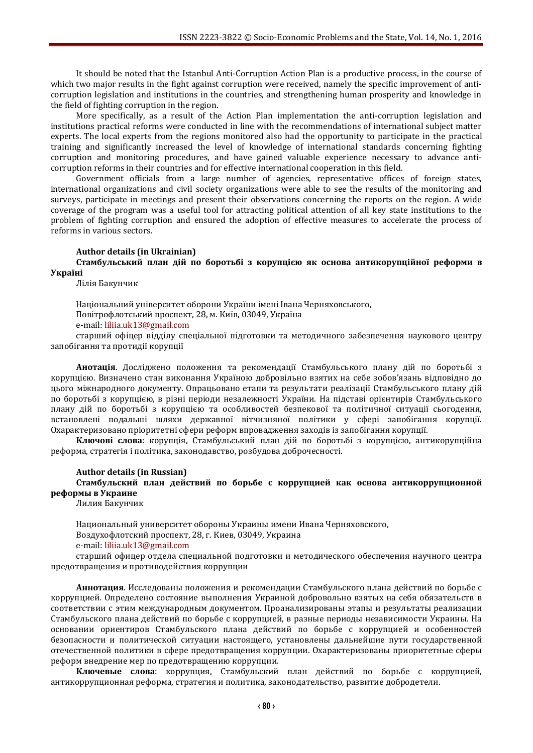It should be noted that the Istanbul Anti-Corruption Action Plan is a productive process, in the course of which two major results in the fight against corruption were received, namely the specific improvement of anti-corruption legislation and institutions in the countries, and strengthening human prosperity and knowledge in the field of fighting corruption in the region.

More specifically, as a result of the Action Plan implementation the anti-corruption legislation and institutions practical reforms were conducted in line with the recommendations of international subject matter experts. The local experts from the regions monitored also had the opportunity to participate in the practical training and significantly increased the level of knowledge of international standards concerning fighting corruption and monitoring procedures, and have gained valuable experience necessary to advance anti-corruption reforms in their countries and for effective international cooperation in this field.

Government officials from a large number of agencies, representative offices of foreign states, international organizations and civil society organizations were able to see the results of the monitoring and surveys, participate in meetings and present their observations concerning the reports on the region. A wide coverage of the program was a useful tool for attracting political attention of all key state institutions to the problem of fighting corruption and ensured the adoption of effective measures to accelerate the process of reforms in various sectors.

**Author details (in Ukrainian)**

**Стамбульський план дій по боротьбі з корупцією як основа антикорупційної реформи в Україні**

Лілія Бакунчик

Національний університет оборони України імені Івана Черняховського,
Повітрофлотський проспект, 28, м. Київ, 03049, Україна
e-mail: liliia.uk13@gmail.com
старший офіцер відділу спеціальної підготовки та методичного забезпечення наукового центру запобігання та протидії корупції

**Анотація**. Досліджено положення та рекомендації Стамбульського плану дій по боротьбі з корупцією. Визначено стан виконання Україною добровільно взятих на себе зобов'язань відповідно до цього міжнародного документу. Опрацьовано етапи та результати реалізації Стамбульського плану дій по боротьбі з корупцією, в різні періоди незалежності України. На підставі орієнтирів Стамбульського плану дій по боротьбі з корупцією та особливостей безпекової та політичної ситуації сьогодення, встановлені подальші шляхи державної вітчизняної політики у сфері запобігання корупції. Охарактеризовано пріоритетні сфери реформ впровадження заходів із запобігання корупції.

**Ключові слова**: корупція, Стамбульський план дій по боротьбі з корупцією, антикорупційна реформа, стратегія і політика, законодавство, розбудова доброчесності.

**Author details (in Russian)**

**Стамбульский план действий по борьбе с коррупцией как основа антикоррупционной реформы в Украине**

Лилия Бакунчик

Национальный университет обороны Украины имени Ивана Черняховского,
Воздухофлотский проспект, 28, г. Киев, 03049, Украина
e-mail: liliia.uk13@gmail.com
старший офицер отдела специальной подготовки и методического обеспечения научного центра предотвращения и противодействия коррупции

**Аннотация**. Исследованы положения и рекомендации Стамбульского плана действий по борьбе с коррупцией. Определено состояние выполнения Украиной добровольно взятых на себя обязательств в соответствии с этим международным документом. Проанализированы этапы и результаты реализации Стамбульского плана действий по борьбе с коррупцией, в разные периоды независимости Украины. На основании ориентиров Стамбульского плана действий по борьбе с коррупцией и особенностей безопасности и политической ситуации настоящего, установлены дальнейшие пути государственной отечественной политики в сфере предотвращения коррупции. Охарактеризованы приоритетные сферы реформ внедрение мер по предотвращению коррупции.

**Ключевые слова**: коррупция, Стамбульский план действий по борьбе с коррупцией, антикоррупционная реформа, стратегия и политика, законодательство, развитие добродетели.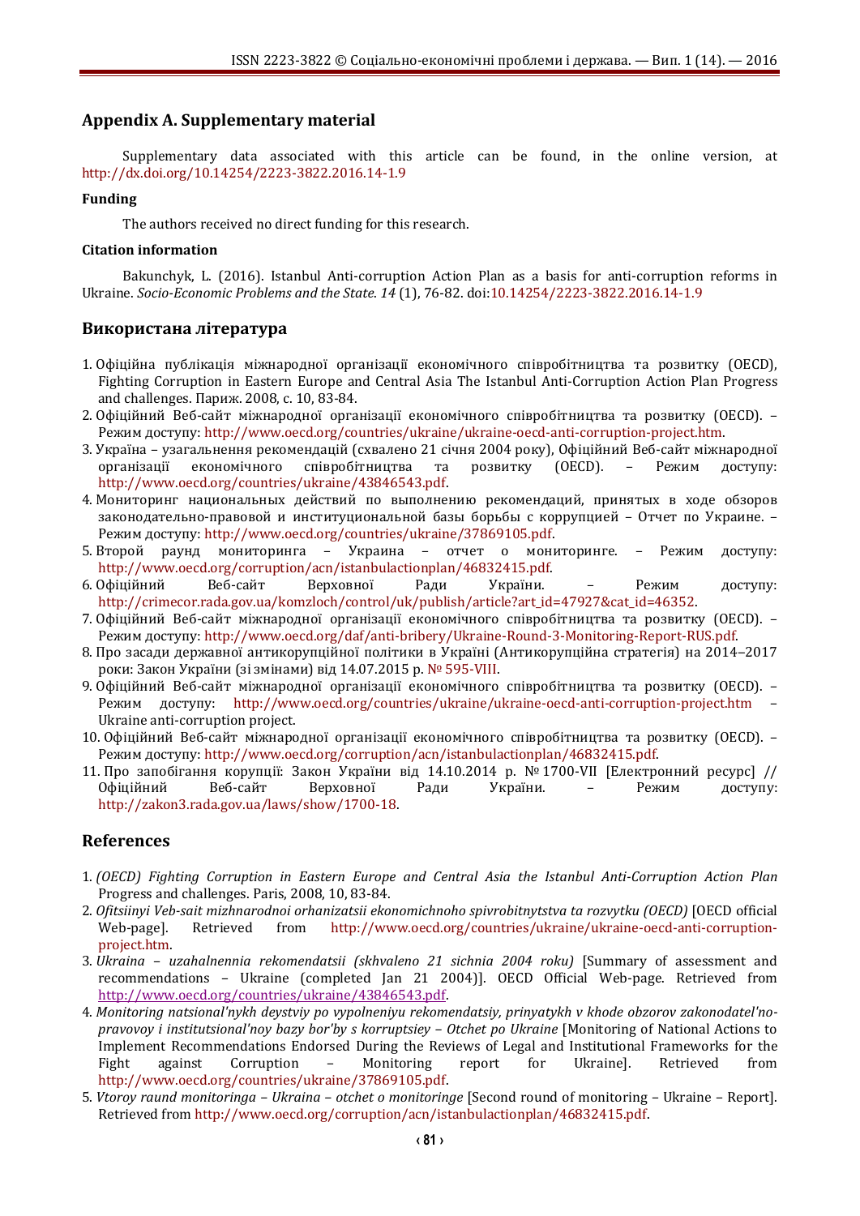## Appendix A. Supplementary material

Supplementary data associated with this article can be found, in the online version, at http://dx.doi.org/10.14254/2223-3822.2016.14-1.9

**Funding**

The authors received no direct funding for this research.

**Citation information**

Bakunchyk, L. (2016). Istanbul Anti-corruption Action Plan as a basis for anti-corruption reforms in Ukraine. *Socio-Economic Problems and the State*. *14* (1), 76-82. doi:10.14254/2223-3822.2016.14-1.9

## Використана література

1. Офіційна публікація міжнародної організації економічного співробітництва та розвитку (OECD), Fighting Corruption in Eastern Europe and Central Asia The Istanbul Anti-Corruption Action Plan Progress and challenges. Париж. 2008, с. 10, 83-84.
2. Офіційний Веб-сайт міжнародної організації економічного співробітництва та розвитку (OECD). – Режим доступу: http://www.oecd.org/countries/ukraine/ukraine-oecd-anti-corruption-project.htm.
3. Україна – узагальнення рекомендацій (схвалено 21 січня 2004 року), Офіційний Веб-сайт міжнародної організації економічного співробітництва та розвитку (OECD). – Режим доступу: http://www.oecd.org/countries/ukraine/43846543.pdf.
4. Мониторинг национальных действий по выполнению рекомендаций, принятых в ходе обзоров законодательно-правовой и институциональной базы борьбы с коррупцией – Отчет по Украине. – Режим доступу: http://www.oecd.org/countries/ukraine/37869105.pdf.
5. Второй раунд мониторинга – Украина – отчет о мониторинге. – Режим доступу: http://www.oecd.org/corruption/acn/istanbulactionplan/46832415.pdf.
6. Офіційний Веб-сайт Верховної Ради України. – Режим доступу: http://crimecor.rada.gov.ua/komzloch/control/uk/publish/article?art_id=47927&cat_id=46352.
7. Офіційний Веб-сайт міжнародної організації економічного співробітництва та розвитку (OECD). – Режим доступу: http://www.oecd.org/daf/anti-bribery/Ukraine-Round-3-Monitoring-Report-RUS.pdf.
8. Про засади державної антикорупційної політики в Україні (Антикорупційна стратегія) на 2014–2017 роки: Закон України (зі змінами) від 14.07.2015 р. № 595-VIII.
9. Офіційний Веб-сайт міжнародної організації економічного співробітництва та розвитку (OECD). – Режим доступу: http://www.oecd.org/countries/ukraine/ukraine-oecd-anti-corruption-project.htm – Ukraine anti-corruption project.
10. Офіційний Веб-сайт міжнародної організації економічного співробітництва та розвитку (OECD). – Режим доступу: http://www.oecd.org/corruption/acn/istanbulactionplan/46832415.pdf.
11. Про запобігання корупції: Закон України від 14.10.2014 р. № 1700-VII [Електронний ресурс] // Офіційний Веб-сайт Верховної Ради України. – Режим доступу: http://zakon3.rada.gov.ua/laws/show/1700-18.

## References

1. *(OECD) Fighting Corruption in Eastern Europe and Central Asia the Istanbul Anti-Corruption Action Plan* Progress and challenges. Paris, 2008, 10, 83-84.
2. *Ofitsiinyi Veb-sait mizhnarodnoi orhanizatsii ekonomichnoho spivrobitnytstva ta rozvytku (OECD)* [OECD official Web-page]. Retrieved from http://www.oecd.org/countries/ukraine/ukraine-oecd-anti-corruption-project.htm.
3. *Ukraina – uzahalnennia rekomendatsii (skhvaleno 21 sichnia 2004 roku)* [Summary of assessment and recommendations – Ukraine (completed Jan 21 2004)]. OECD Official Web-page. Retrieved from http://www.oecd.org/countries/ukraine/43846543.pdf.
4. *Monitoring natsional'nykh deystviy po vypolneniyu rekomendatsiy, prinyatykh v khode obzorov zakonodatel'no-pravovoy i institutsional'noy bazy bor'by s korruptsiey – Otchet po Ukraine* [Monitoring of National Actions to Implement Recommendations Endorsed During the Reviews of Legal and Institutional Frameworks for the Fight against Corruption – Monitoring report for Ukraine]. Retrieved from http://www.oecd.org/countries/ukraine/37869105.pdf.
5. *Vtoroy raund monitoringa – Ukraina – otchet o monitoringe* [Second round of monitoring – Ukraine – Report]. Retrieved from http://www.oecd.org/corruption/acn/istanbulactionplan/46832415.pdf.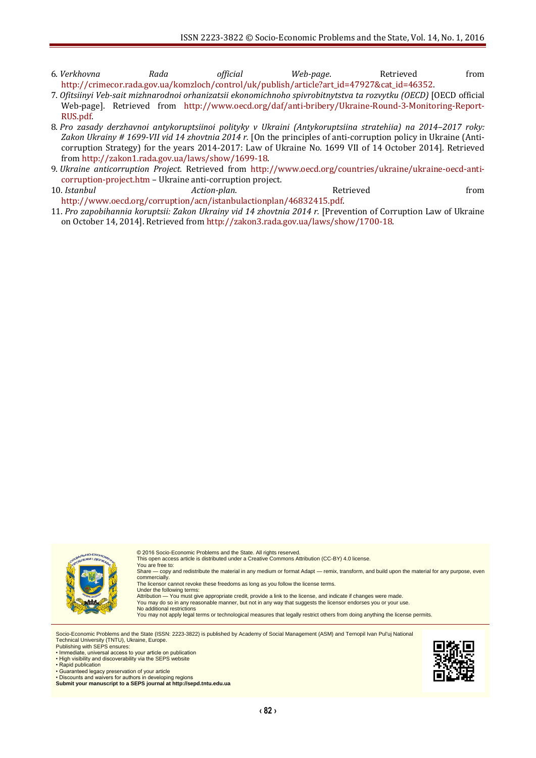6. *Verkhovna Rada official Web-page*. Retrieved from http://crimecor.rada.gov.ua/komzloch/control/uk/publish/article?art_id=47927&cat_id=46352.
7. *Ofitsiinyi Veb-sait mizhnarodnoi orhanizatsii ekonomichnoho spivrobitnytstva ta rozvytku (OECD)* [OECD official Web-page]. Retrieved from http://www.oecd.org/daf/anti-bribery/Ukraine-Round-3-Monitoring-Report-RUS.pdf.
8. *Pro zasady derzhavnoi antykoruptsiinoi polityky v Ukraini (Antykoruptsiina stratehiia) na 2014–2017 roky: Zakon Ukrainy # 1699-VII vid 14 zhovtnia 2014 r.* [On the principles of anti-corruption policy in Ukraine (Anti-corruption Strategy) for the years 2014-2017: Law of Ukraine No. 1699 VII of 14 October 2014]. Retrieved from http://zakon1.rada.gov.ua/laws/show/1699-18.
9. *Ukraine anticorruption Project*. Retrieved from http://www.oecd.org/countries/ukraine/ukraine-oecd-anti-corruption-project.htm – Ukraine anti-corruption project.
10. *Istanbul Action-plan*. Retrieved from http://www.oecd.org/corruption/acn/istanbulactionplan/46832415.pdf.
11. *Pro zapobihannia koruptsii: Zakon Ukrainy vid 14 zhovtnia 2014 r.* [Prevention of Corruption Law of Ukraine on October 14, 2014]. Retrieved from http://zakon3.rada.gov.ua/laws/show/1700-18.

© 2016 Socio-Economic Problems and the State. All rights reserved.
This open access article is distributed under a Creative Commons Attribution (CC-BY) 4.0 license.
You are free to:
Share — copy and redistribute the material in any medium or format Adapt — remix, transform, and build upon the material for any purpose, even commercially.
The licensor cannot revoke these freedoms as long as you follow the license terms.
Under the following terms:
Attribution — You must give appropriate credit, provide a link to the license, and indicate if changes were made.
You may do so in any reasonable manner, but not in any way that suggests the licensor endorses you or your use.
No additional restrictions
You may not apply legal terms or technological measures that legally restrict others from doing anything the license permits.

Socio-Economic Problems and the State (ISSN: 2223-3822) is published by Academy of Social Management (ASM) and Ternopil Ivan Pul'uj National Technical University (TNTU), Ukraine, Europe.
Publishing with SEPS ensures:
- Immediate, universal access to your article on publication
- High visibility and discoverability via the SEPS website
- Rapid publication
- Guaranteed legacy preservation of your article
- Discounts and waivers for authors in developing regions

**Submit your manuscript to a SEPS journal at http://sepd.tntu.edu.ua**